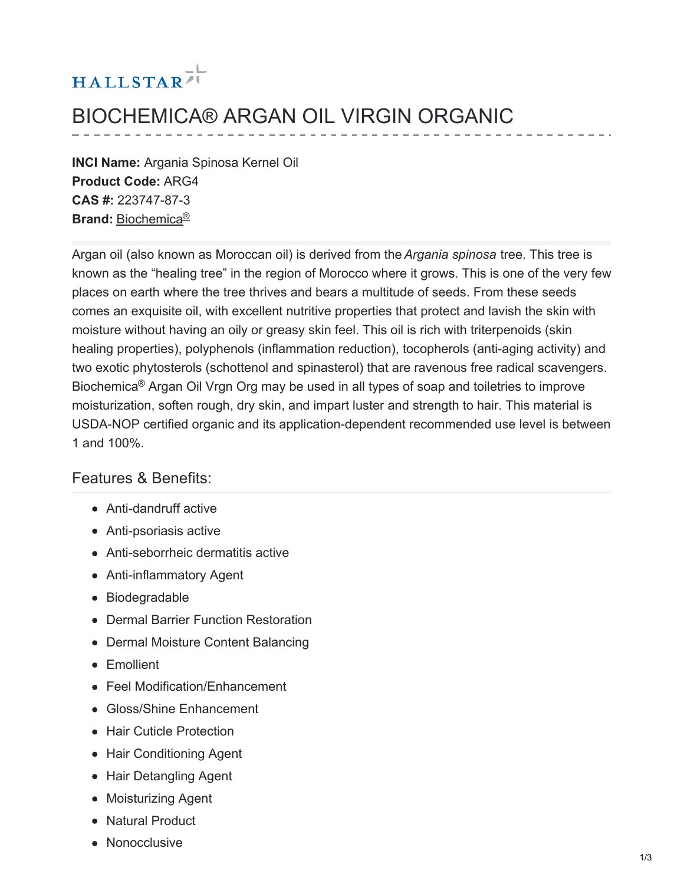HALLSTAR

# BIOCHEMICA® ARGAN OIL VIRGIN ORGANIC

**INCI Name:** Argania Spinosa Kernel Oil
**Product Code:** ARG4
**CAS #:** 223747-87-3
**Brand:** Biochemica®

Argan oil (also known as Moroccan oil) is derived from the *Argania spinosa* tree. This tree is known as the "healing tree" in the region of Morocco where it grows. This is one of the very few places on earth where the tree thrives and bears a multitude of seeds. From these seeds comes an exquisite oil, with excellent nutritive properties that protect and lavish the skin with moisture without having an oily or greasy skin feel. This oil is rich with triterpenoids (skin healing properties), polyphenols (inflammation reduction), tocopherols (anti-aging activity) and two exotic phytosterols (schottenol and spinasterol) that are ravenous free radical scavengers. Biochemica® Argan Oil Vrgn Org may be used in all types of soap and toiletries to improve moisturization, soften rough, dry skin, and impart luster and strength to hair. This material is USDA-NOP certified organic and its application-dependent recommended use level is between 1 and 100%.

## Features & Benefits:

- Anti-dandruff active
- Anti-psoriasis active
- Anti-seborrheic dermatitis active
- Anti-inflammatory Agent
- Biodegradable
- Dermal Barrier Function Restoration
- Dermal Moisture Content Balancing
- Emollient
- Feel Modification/Enhancement
- Gloss/Shine Enhancement
- Hair Cuticle Protection
- Hair Conditioning Agent
- Hair Detangling Agent
- Moisturizing Agent
- Natural Product
- Nonocclusive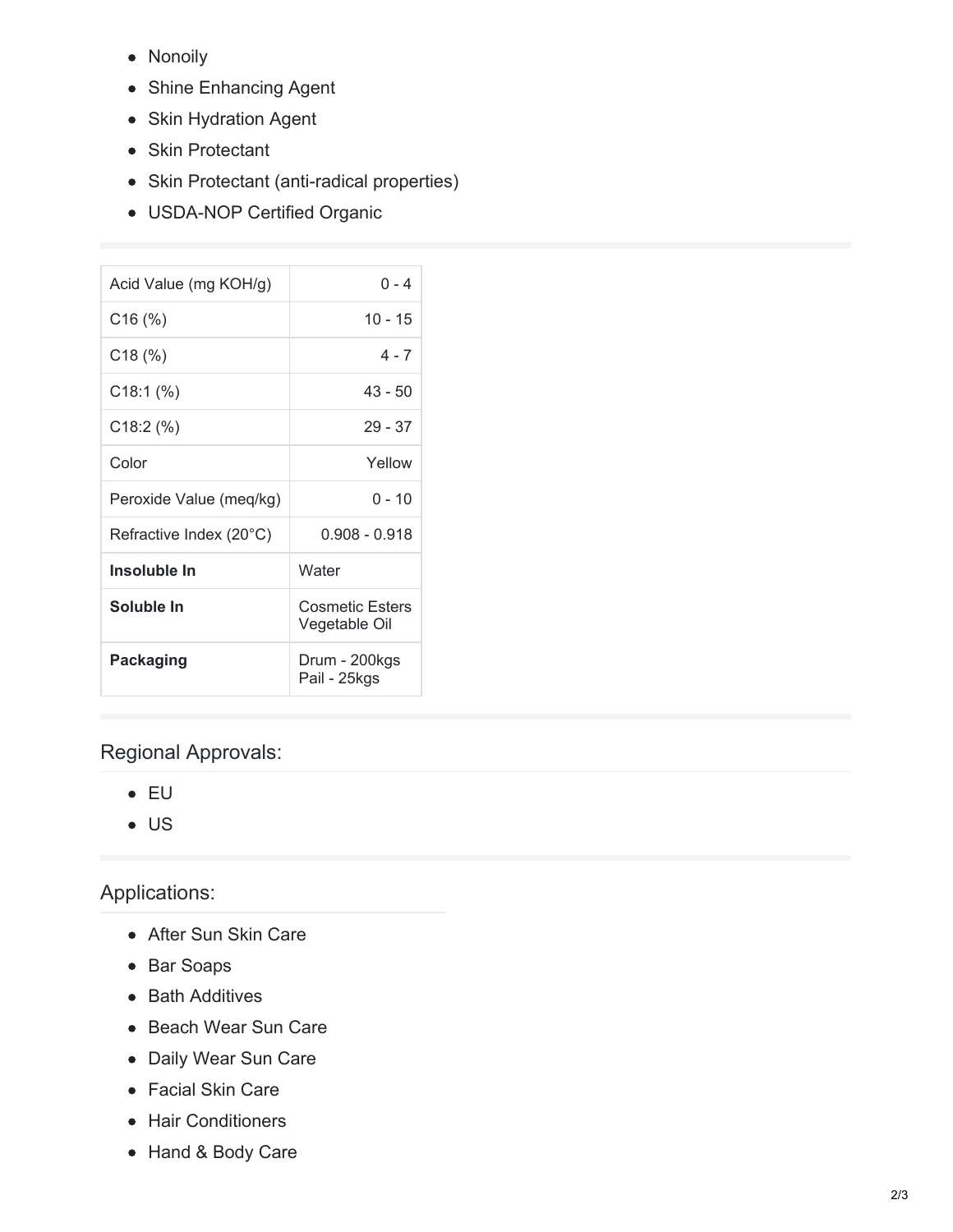- Nonoily
- Shine Enhancing Agent
- Skin Hydration Agent
- Skin Protectant
- Skin Protectant (anti-radical properties)
- USDA-NOP Certified Organic

| | |
|---|---|
| Acid Value (mg KOH/g) | 0 - 4 |
| C16 (%) | 10 - 15 |
| C18 (%) | 4 - 7 |
| C18:1 (%) | 43 - 50 |
| C18:2 (%) | 29 - 37 |
| Color | Yellow |
| Peroxide Value (meq/kg) | 0 - 10 |
| Refractive Index (20°C) | 0.908 - 0.918 |
| **Insoluble In** | Water |
| **Soluble In** | Cosmetic Esters<br>Vegetable Oil |
| **Packaging** | Drum - 200kgs<br>Pail - 25kgs |

## Regional Approvals:

- EU
- US

## Applications:

- After Sun Skin Care
- Bar Soaps
- Bath Additives
- Beach Wear Sun Care
- Daily Wear Sun Care
- Facial Skin Care
- Hair Conditioners
- Hand & Body Care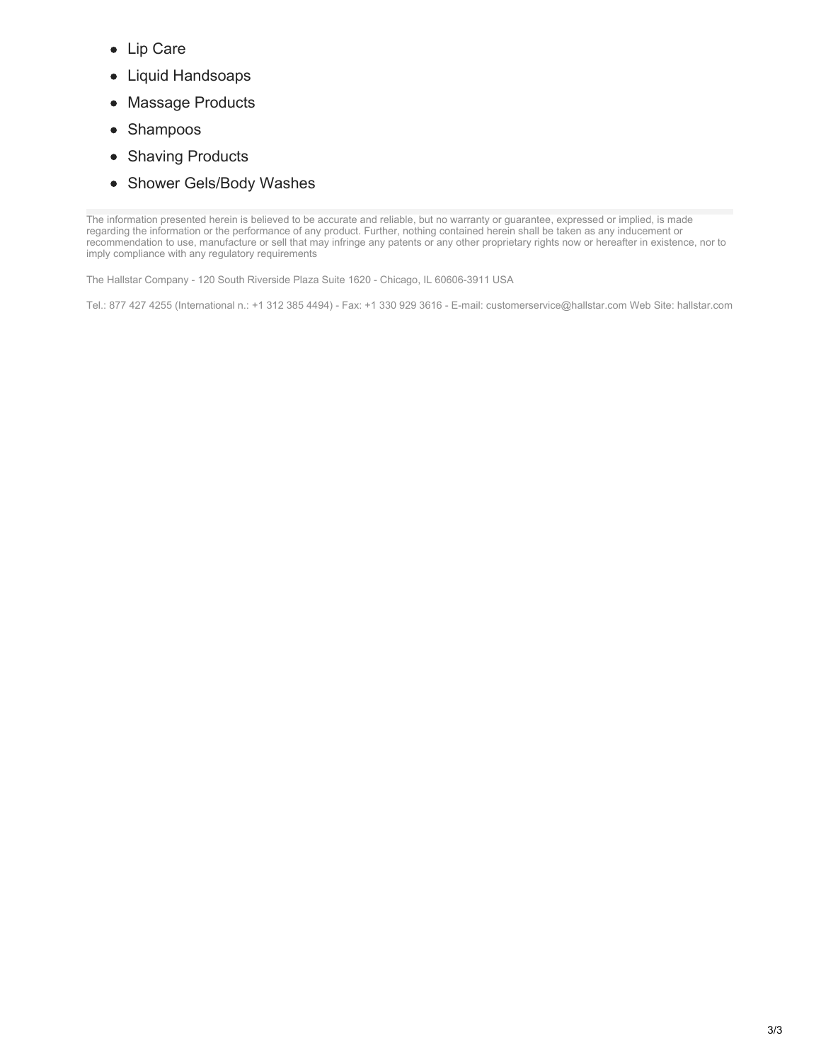- Lip Care
- Liquid Handsoaps
- Massage Products
- Shampoos
- Shaving Products
- Shower Gels/Body Washes

---

The information presented herein is believed to be accurate and reliable, but no warranty or guarantee, expressed or implied, is made regarding the information or the performance of any product. Further, nothing contained herein shall be taken as any inducement or recommendation to use, manufacture or sell that may infringe any patents or any other proprietary rights now or hereafter in existence, nor to imply compliance with any regulatory requirements

The Hallstar Company - 120 South Riverside Plaza Suite 1620 - Chicago, IL 60606-3911 USA

Tel.: 877 427 4255 (International n.: +1 312 385 4494) - Fax: +1 330 929 3616 - E-mail: customerservice@hallstar.com Web Site: hallstar.com